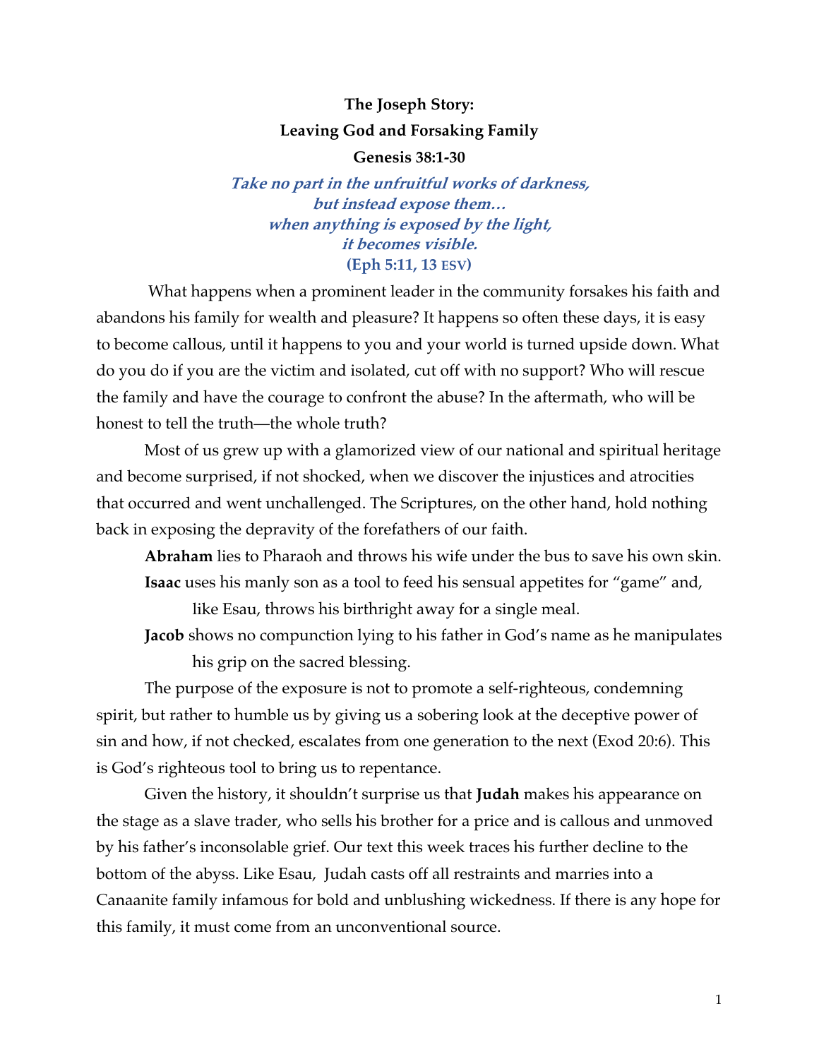# The Joseph Story:
## Leaving God and Forsaking Family
### Genesis 38:1-30

***Take no part in the unfruitful works of darkness,***
***but instead expose them…***
***when anything is exposed by the light,***
***it becomes visible.***
**(Eph 5:11, 13 ESV)**

What happens when a prominent leader in the community forsakes his faith and abandons his family for wealth and pleasure? It happens so often these days, it is easy to become callous, until it happens to you and your world is turned upside down. What do you do if you are the victim and isolated, cut off with no support? Who will rescue the family and have the courage to confront the abuse? In the aftermath, who will be honest to tell the truth—the whole truth?

Most of us grew up with a glamorized view of our national and spiritual heritage and become surprised, if not shocked, when we discover the injustices and atrocities that occurred and went unchallenged. The Scriptures, on the other hand, hold nothing back in exposing the depravity of the forefathers of our faith.

**Abraham** lies to Pharaoh and throws his wife under the bus to save his own skin.

**Isaac** uses his manly son as a tool to feed his sensual appetites for "game" and, like Esau, throws his birthright away for a single meal.

**Jacob** shows no compunction lying to his father in God's name as he manipulates his grip on the sacred blessing.

The purpose of the exposure is not to promote a self-righteous, condemning spirit, but rather to humble us by giving us a sobering look at the deceptive power of sin and how, if not checked, escalates from one generation to the next (Exod 20:6). This is God's righteous tool to bring us to repentance.

Given the history, it shouldn't surprise us that **Judah** makes his appearance on the stage as a slave trader, who sells his brother for a price and is callous and unmoved by his father's inconsolable grief. Our text this week traces his further decline to the bottom of the abyss. Like Esau, Judah casts off all restraints and marries into a Canaanite family infamous for bold and unblushing wickedness. If there is any hope for this family, it must come from an unconventional source.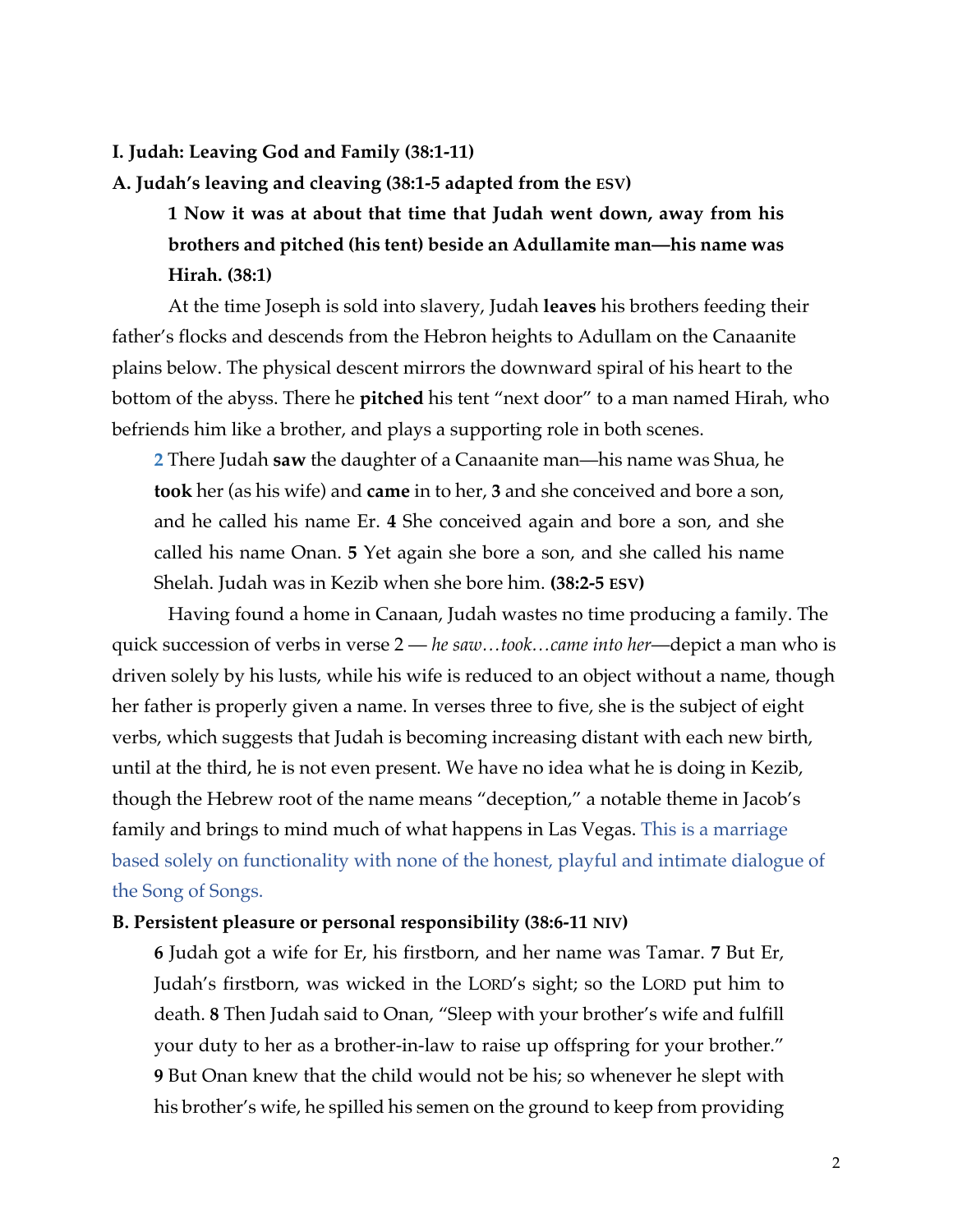**I. Judah: Leaving God and Family (38:1-11)**

**A. Judah's leaving and cleaving (38:1-5 adapted from the ESV)**

> **1 Now it was at about that time that Judah went down, away from his brothers and pitched (his tent) beside an Adullamite man—his name was Hirah. (38:1)**

At the time Joseph is sold into slavery, Judah **leaves** his brothers feeding their father's flocks and descends from the Hebron heights to Adullam on the Canaanite plains below. The physical descent mirrors the downward spiral of his heart to the bottom of the abyss. There he **pitched** his tent "next door" to a man named Hirah, who befriends him like a brother, and plays a supporting role in both scenes.

> 2 There Judah **saw** the daughter of a Canaanite man—his name was Shua, he **took** her (as his wife) and **came** in to her, **3** and she conceived and bore a son, and he called his name Er. **4** She conceived again and bore a son, and she called his name Onan. **5** Yet again she bore a son, and she called his name Shelah. Judah was in Kezib when she bore him. **(38:2-5 ESV)**

Having found a home in Canaan, Judah wastes no time producing a family. The quick succession of verbs in verse 2 — *he saw…took…came into her*—depict a man who is driven solely by his lusts, while his wife is reduced to an object without a name, though her father is properly given a name. In verses three to five, she is the subject of eight verbs, which suggests that Judah is becoming increasing distant with each new birth, until at the third, he is not even present. We have no idea what he is doing in Kezib, though the Hebrew root of the name means "deception," a notable theme in Jacob's family and brings to mind much of what happens in Las Vegas. This is a marriage based solely on functionality with none of the honest, playful and intimate dialogue of the Song of Songs.

**B. Persistent pleasure or personal responsibility (38:6-11 NIV)**

> **6** Judah got a wife for Er, his firstborn, and her name was Tamar. **7** But Er, Judah's firstborn, was wicked in the LORD's sight; so the LORD put him to death. **8** Then Judah said to Onan, "Sleep with your brother's wife and fulfill your duty to her as a brother-in-law to raise up offspring for your brother." **9** But Onan knew that the child would not be his; so whenever he slept with his brother's wife, he spilled his semen on the ground to keep from providing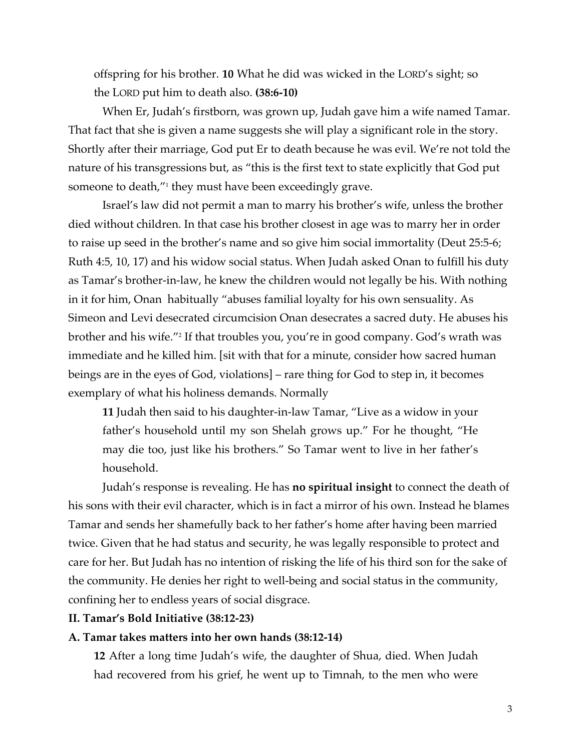offspring for his brother. **10** What he did was wicked in the LORD's sight; so the LORD put him to death also. **(38:6-10)**

When Er, Judah's firstborn, was grown up, Judah gave him a wife named Tamar. That fact that she is given a name suggests she will play a significant role in the story. Shortly after their marriage, God put Er to death because he was evil. We're not told the nature of his transgressions but, as "this is the first text to state explicitly that God put someone to death,"[1] they must have been exceedingly grave.

Israel's law did not permit a man to marry his brother's wife, unless the brother died without children. In that case his brother closest in age was to marry her in order to raise up seed in the brother's name and so give him social immortality (Deut 25:5-6; Ruth 4:5, 10, 17) and his widow social status. When Judah asked Onan to fulfill his duty as Tamar's brother-in-law, he knew the children would not legally be his. With nothing in it for him, Onan habitually "abuses familial loyalty for his own sensuality. As Simeon and Levi desecrated circumcision Onan desecrates a sacred duty. He abuses his brother and his wife."[2] If that troubles you, you're in good company. God's wrath was immediate and he killed him. [sit with that for a minute, consider how sacred human beings are in the eyes of God, violations] – rare thing for God to step in, it becomes exemplary of what his holiness demands. Normally

> **11** Judah then said to his daughter-in-law Tamar, "Live as a widow in your father's household until my son Shelah grows up." For he thought, "He may die too, just like his brothers." So Tamar went to live in her father's household.

Judah's response is revealing. He has **no spiritual insight** to connect the death of his sons with their evil character, which is in fact a mirror of his own. Instead he blames Tamar and sends her shamefully back to her father's home after having been married twice. Given that he had status and security, he was legally responsible to protect and care for her. But Judah has no intention of risking the life of his third son for the sake of the community. He denies her right to well-being and social status in the community, confining her to endless years of social disgrace.

**II. Tamar's Bold Initiative (38:12-23)**

**A. Tamar takes matters into her own hands (38:12-14)**

> **12** After a long time Judah's wife, the daughter of Shua, died. When Judah had recovered from his grief, he went up to Timnah, to the men who were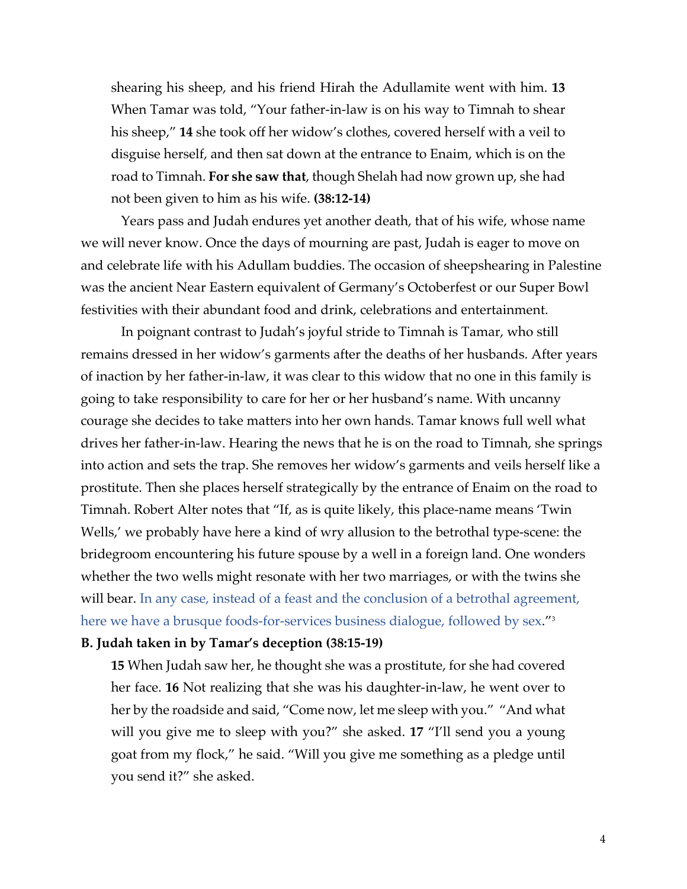shearing his sheep, and his friend Hirah the Adullamite went with him. **13** When Tamar was told, "Your father-in-law is on his way to Timnah to shear his sheep," **14** she took off her widow's clothes, covered herself with a veil to disguise herself, and then sat down at the entrance to Enaim, which is on the road to Timnah. **For she saw that**, though Shelah had now grown up, she had not been given to him as his wife. **(38:12-14)**

Years pass and Judah endures yet another death, that of his wife, whose name we will never know. Once the days of mourning are past, Judah is eager to move on and celebrate life with his Adullam buddies. The occasion of sheepshearing in Palestine was the ancient Near Eastern equivalent of Germany's Octoberfest or our Super Bowl festivities with their abundant food and drink, celebrations and entertainment.

In poignant contrast to Judah's joyful stride to Timnah is Tamar, who still remains dressed in her widow's garments after the deaths of her husbands. After years of inaction by her father-in-law, it was clear to this widow that no one in this family is going to take responsibility to care for her or her husband's name. With uncanny courage she decides to take matters into her own hands. Tamar knows full well what drives her father-in-law. Hearing the news that he is on the road to Timnah, she springs into action and sets the trap. She removes her widow's garments and veils herself like a prostitute. Then she places herself strategically by the entrance of Enaim on the road to Timnah. Robert Alter notes that "If, as is quite likely, this place-name means 'Twin Wells,' we probably have here a kind of wry allusion to the betrothal type-scene: the bridegroom encountering his future spouse by a well in a foreign land. One wonders whether the two wells might resonate with her two marriages, or with the twins she will bear. In any case, instead of a feast and the conclusion of a betrothal agreement, here we have a brusque foods-for-services business dialogue, followed by sex."[3]

**B. Judah taken in by Tamar's deception (38:15-19)**

**15** When Judah saw her, he thought she was a prostitute, for she had covered her face. **16** Not realizing that she was his daughter-in-law, he went over to her by the roadside and said, "Come now, let me sleep with you." "And what will you give me to sleep with you?" she asked. **17** "I'll send you a young goat from my flock," he said. "Will you give me something as a pledge until you send it?" she asked.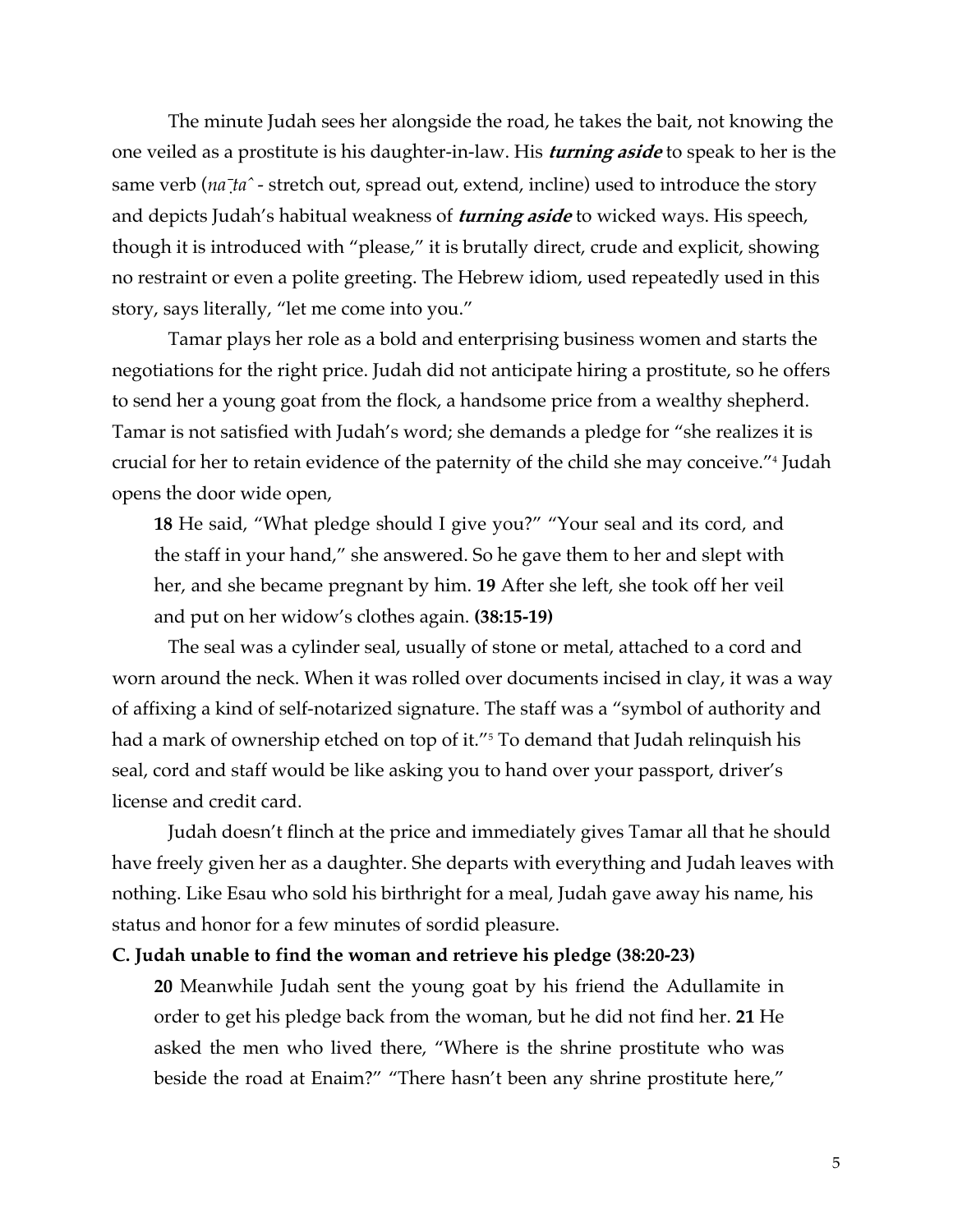The minute Judah sees her alongside the road, he takes the bait, not knowing the one veiled as a prostitute is his daughter-in-law. His ***turning aside*** to speak to her is the same verb (*nāṭâ* - stretch out, spread out, extend, incline) used to introduce the story and depicts Judah's habitual weakness of ***turning aside*** to wicked ways. His speech, though it is introduced with "please," it is brutally direct, crude and explicit, showing no restraint or even a polite greeting. The Hebrew idiom, used repeatedly used in this story, says literally, "let me come into you."

Tamar plays her role as a bold and enterprising business women and starts the negotiations for the right price. Judah did not anticipate hiring a prostitute, so he offers to send her a young goat from the flock, a handsome price from a wealthy shepherd. Tamar is not satisfied with Judah's word; she demands a pledge for "she realizes it is crucial for her to retain evidence of the paternity of the child she may conceive."[4] Judah opens the door wide open,

> **18** He said, "What pledge should I give you?" "Your seal and its cord, and the staff in your hand," she answered. So he gave them to her and slept with her, and she became pregnant by him. **19** After she left, she took off her veil and put on her widow's clothes again. **(38:15-19)**

The seal was a cylinder seal, usually of stone or metal, attached to a cord and worn around the neck. When it was rolled over documents incised in clay, it was a way of affixing a kind of self-notarized signature. The staff was a "symbol of authority and had a mark of ownership etched on top of it."[5] To demand that Judah relinquish his seal, cord and staff would be like asking you to hand over your passport, driver's license and credit card.

Judah doesn't flinch at the price and immediately gives Tamar all that he should have freely given her as a daughter. She departs with everything and Judah leaves with nothing. Like Esau who sold his birthright for a meal, Judah gave away his name, his status and honor for a few minutes of sordid pleasure.

**C. Judah unable to find the woman and retrieve his pledge (38:20-23)**

> **20** Meanwhile Judah sent the young goat by his friend the Adullamite in order to get his pledge back from the woman, but he did not find her. **21** He asked the men who lived there, "Where is the shrine prostitute who was beside the road at Enaim?" "There hasn't been any shrine prostitute here,"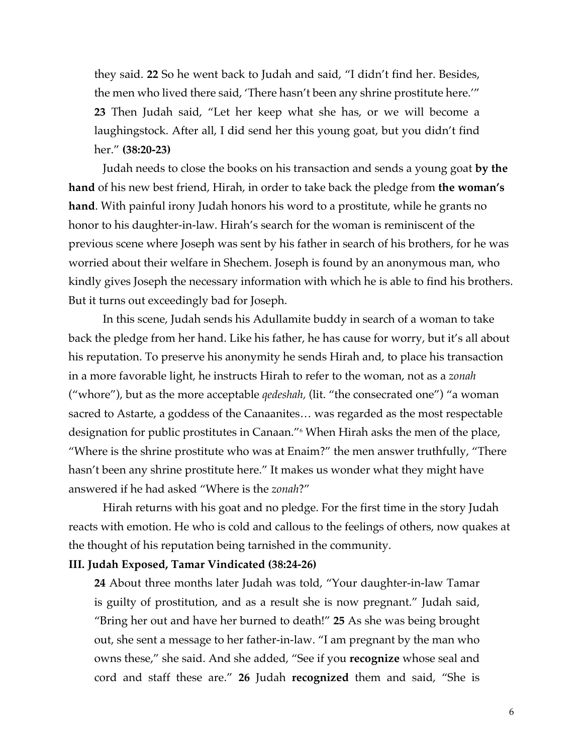they said. **22** So he went back to Judah and said, "I didn't find her. Besides, the men who lived there said, 'There hasn't been any shrine prostitute here.'" **23** Then Judah said, "Let her keep what she has, or we will become a laughingstock. After all, I did send her this young goat, but you didn't find her." **(38:20-23)**

Judah needs to close the books on his transaction and sends a young goat **by the hand** of his new best friend, Hirah, in order to take back the pledge from **the woman's hand**. With painful irony Judah honors his word to a prostitute, while he grants no honor to his daughter-in-law. Hirah's search for the woman is reminiscent of the previous scene where Joseph was sent by his father in search of his brothers, for he was worried about their welfare in Shechem. Joseph is found by an anonymous man, who kindly gives Joseph the necessary information with which he is able to find his brothers. But it turns out exceedingly bad for Joseph.

In this scene, Judah sends his Adullamite buddy in search of a woman to take back the pledge from her hand. Like his father, he has cause for worry, but it's all about his reputation. To preserve his anonymity he sends Hirah and, to place his transaction in a more favorable light, he instructs Hirah to refer to the woman, not as a *zonah* ("whore"), but as the more acceptable *qedeshah,* (lit. "the consecrated one") "a woman sacred to Astarte, a goddess of the Canaanites… was regarded as the most respectable designation for public prostitutes in Canaan."[6] When Hirah asks the men of the place, "Where is the shrine prostitute who was at Enaim?" the men answer truthfully, "There hasn't been any shrine prostitute here." It makes us wonder what they might have answered if he had asked "Where is the *zonah*?"

Hirah returns with his goat and no pledge. For the first time in the story Judah reacts with emotion. He who is cold and callous to the feelings of others, now quakes at the thought of his reputation being tarnished in the community.

**III. Judah Exposed, Tamar Vindicated (38:24-26)**

**24** About three months later Judah was told, "Your daughter-in-law Tamar is guilty of prostitution, and as a result she is now pregnant." Judah said, "Bring her out and have her burned to death!" **25** As she was being brought out, she sent a message to her father-in-law. "I am pregnant by the man who owns these," she said. And she added, "See if you **recognize** whose seal and cord and staff these are." **26** Judah **recognized** them and said, "She is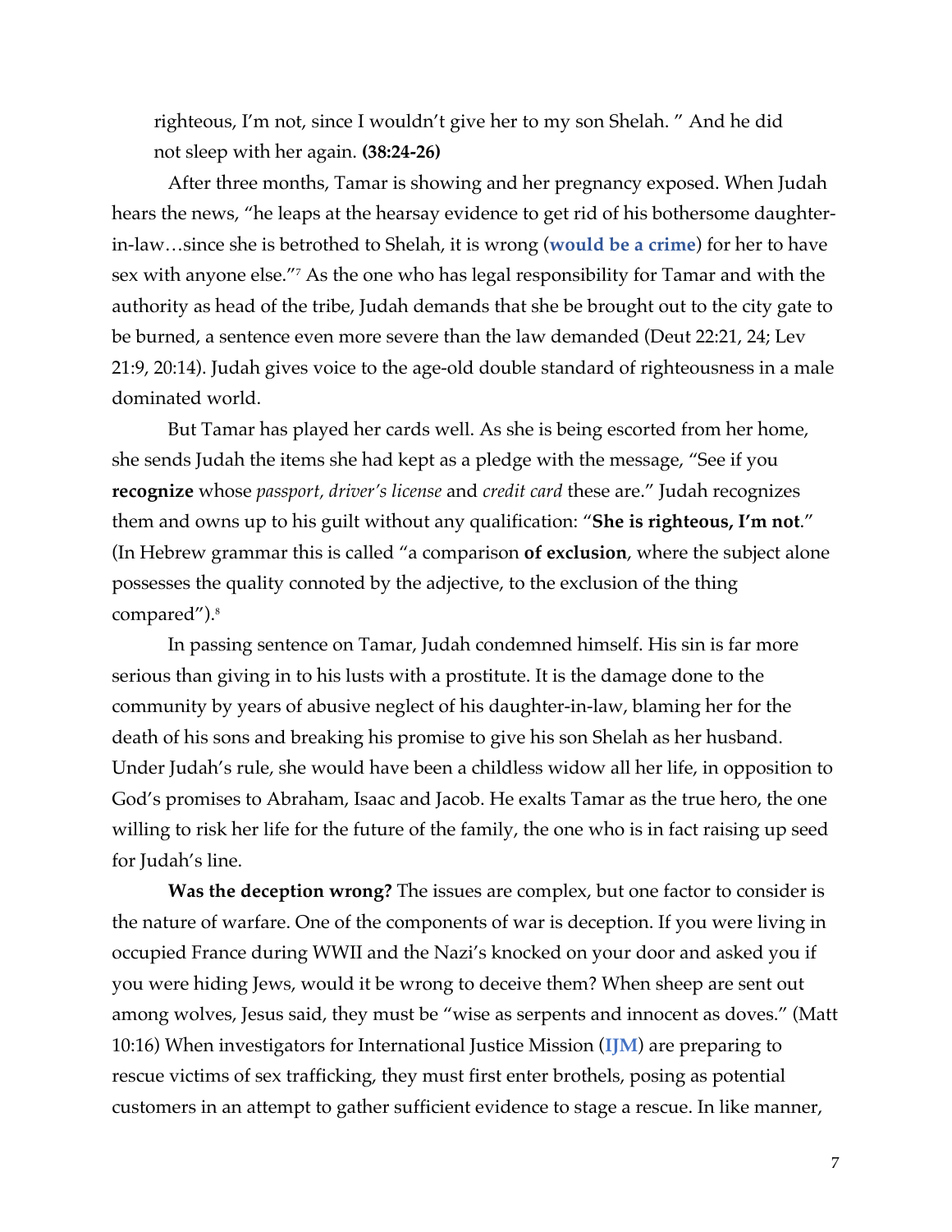righteous, I'm not, since I wouldn't give her to my son Shelah. " And he did not sleep with her again. **(38:24-26)**

After three months, Tamar is showing and her pregnancy exposed. When Judah hears the news, "he leaps at the hearsay evidence to get rid of his bothersome daughter-in-law…since she is betrothed to Shelah, it is wrong (**would be a crime**) for her to have sex with anyone else."[7] As the one who has legal responsibility for Tamar and with the authority as head of the tribe, Judah demands that she be brought out to the city gate to be burned, a sentence even more severe than the law demanded (Deut 22:21, 24; Lev 21:9, 20:14). Judah gives voice to the age-old double standard of righteousness in a male dominated world.

But Tamar has played her cards well. As she is being escorted from her home, she sends Judah the items she had kept as a pledge with the message, "See if you **recognize** whose *passport, driver's license* and *credit card* these are." Judah recognizes them and owns up to his guilt without any qualification: "**She is righteous, I'm not**." (In Hebrew grammar this is called "a comparison **of exclusion**, where the subject alone possesses the quality connoted by the adjective, to the exclusion of the thing compared").[8]

In passing sentence on Tamar, Judah condemned himself. His sin is far more serious than giving in to his lusts with a prostitute. It is the damage done to the community by years of abusive neglect of his daughter-in-law, blaming her for the death of his sons and breaking his promise to give his son Shelah as her husband. Under Judah's rule, she would have been a childless widow all her life, in opposition to God's promises to Abraham, Isaac and Jacob. He exalts Tamar as the true hero, the one willing to risk her life for the future of the family, the one who is in fact raising up seed for Judah's line.

**Was the deception wrong?** The issues are complex, but one factor to consider is the nature of warfare. One of the components of war is deception. If you were living in occupied France during WWII and the Nazi's knocked on your door and asked you if you were hiding Jews, would it be wrong to deceive them? When sheep are sent out among wolves, Jesus said, they must be "wise as serpents and innocent as doves." (Matt 10:16) When investigators for International Justice Mission (**IJM**) are preparing to rescue victims of sex trafficking, they must first enter brothels, posing as potential customers in an attempt to gather sufficient evidence to stage a rescue. In like manner,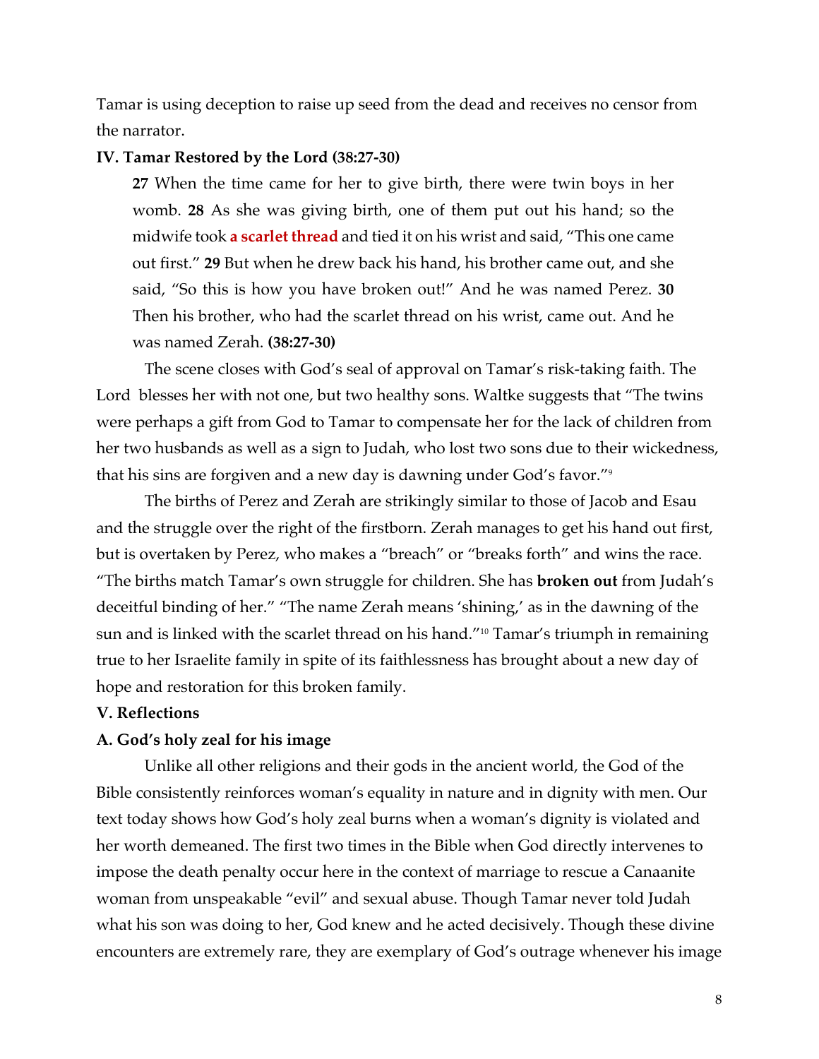Tamar is using deception to raise up seed from the dead and receives no censor from the narrator.

**IV. Tamar Restored by the Lord (38:27-30)**

> **27** When the time came for her to give birth, there were twin boys in her womb. **28** As she was giving birth, one of them put out his hand; so the midwife took **a scarlet thread** and tied it on his wrist and said, "This one came out first." **29** But when he drew back his hand, his brother came out, and she said, "So this is how you have broken out!" And he was named Perez. **30** Then his brother, who had the scarlet thread on his wrist, came out. And he was named Zerah. **(38:27-30)**

The scene closes with God's seal of approval on Tamar's risk-taking faith. The Lord blesses her with not one, but two healthy sons. Waltke suggests that "The twins were perhaps a gift from God to Tamar to compensate her for the lack of children from her two husbands as well as a sign to Judah, who lost two sons due to their wickedness, that his sins are forgiven and a new day is dawning under God's favor."[9]

The births of Perez and Zerah are strikingly similar to those of Jacob and Esau and the struggle over the right of the firstborn. Zerah manages to get his hand out first, but is overtaken by Perez, who makes a "breach" or "breaks forth" and wins the race. "The births match Tamar's own struggle for children. She has **broken out** from Judah's deceitful binding of her." "The name Zerah means 'shining,' as in the dawning of the sun and is linked with the scarlet thread on his hand."[10] Tamar's triumph in remaining true to her Israelite family in spite of its faithlessness has brought about a new day of hope and restoration for this broken family.

**V. Reflections**

**A. God's holy zeal for his image**

Unlike all other religions and their gods in the ancient world, the God of the Bible consistently reinforces woman's equality in nature and in dignity with men. Our text today shows how God's holy zeal burns when a woman's dignity is violated and her worth demeaned. The first two times in the Bible when God directly intervenes to impose the death penalty occur here in the context of marriage to rescue a Canaanite woman from unspeakable "evil" and sexual abuse. Though Tamar never told Judah what his son was doing to her, God knew and he acted decisively. Though these divine encounters are extremely rare, they are exemplary of God's outrage whenever his image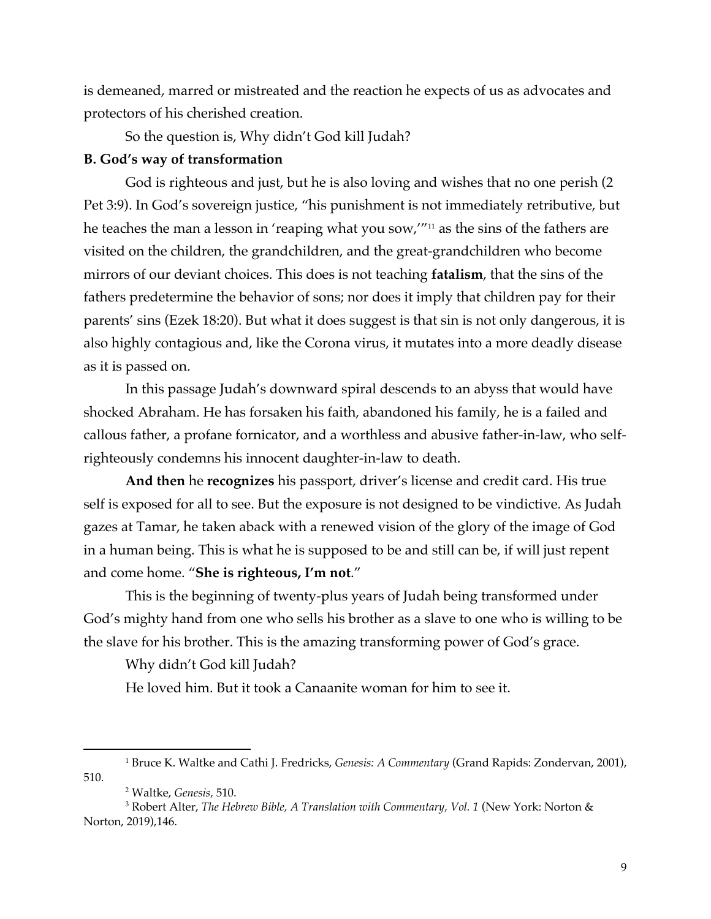is demeaned, marred or mistreated and the reaction he expects of us as advocates and protectors of his cherished creation.

So the question is, Why didn't God kill Judah?

**B. God's way of transformation**

God is righteous and just, but he is also loving and wishes that no one perish (2 Pet 3:9). In God's sovereign justice, "his punishment is not immediately retributive, but he teaches the man a lesson in 'reaping what you sow,'"[11] as the sins of the fathers are visited on the children, the grandchildren, and the great-grandchildren who become mirrors of our deviant choices. This does is not teaching **fatalism**, that the sins of the fathers predetermine the behavior of sons; nor does it imply that children pay for their parents' sins (Ezek 18:20). But what it does suggest is that sin is not only dangerous, it is also highly contagious and, like the Corona virus, it mutates into a more deadly disease as it is passed on.

In this passage Judah's downward spiral descends to an abyss that would have shocked Abraham. He has forsaken his faith, abandoned his family, he is a failed and callous father, a profane fornicator, and a worthless and abusive father-in-law, who self-righteously condemns his innocent daughter-in-law to death.

**And then** he **recognizes** his passport, driver's license and credit card. His true self is exposed for all to see. But the exposure is not designed to be vindictive. As Judah gazes at Tamar, he taken aback with a renewed vision of the glory of the image of God in a human being. This is what he is supposed to be and still can be, if will just repent and come home. "**She is righteous, I'm not**."

This is the beginning of twenty-plus years of Judah being transformed under God's mighty hand from one who sells his brother as a slave to one who is willing to be the slave for his brother. This is the amazing transforming power of God's grace.

Why didn't God kill Judah?

He loved him. But it took a Canaanite woman for him to see it.

---

[1] Bruce K. Waltke and Cathi J. Fredricks, *Genesis: A Commentary* (Grand Rapids: Zondervan, 2001), 510.

[2] Waltke, *Genesis,* 510.

[3] Robert Alter, *The Hebrew Bible, A Translation with Commentary, Vol. 1* (New York: Norton & Norton, 2019),146.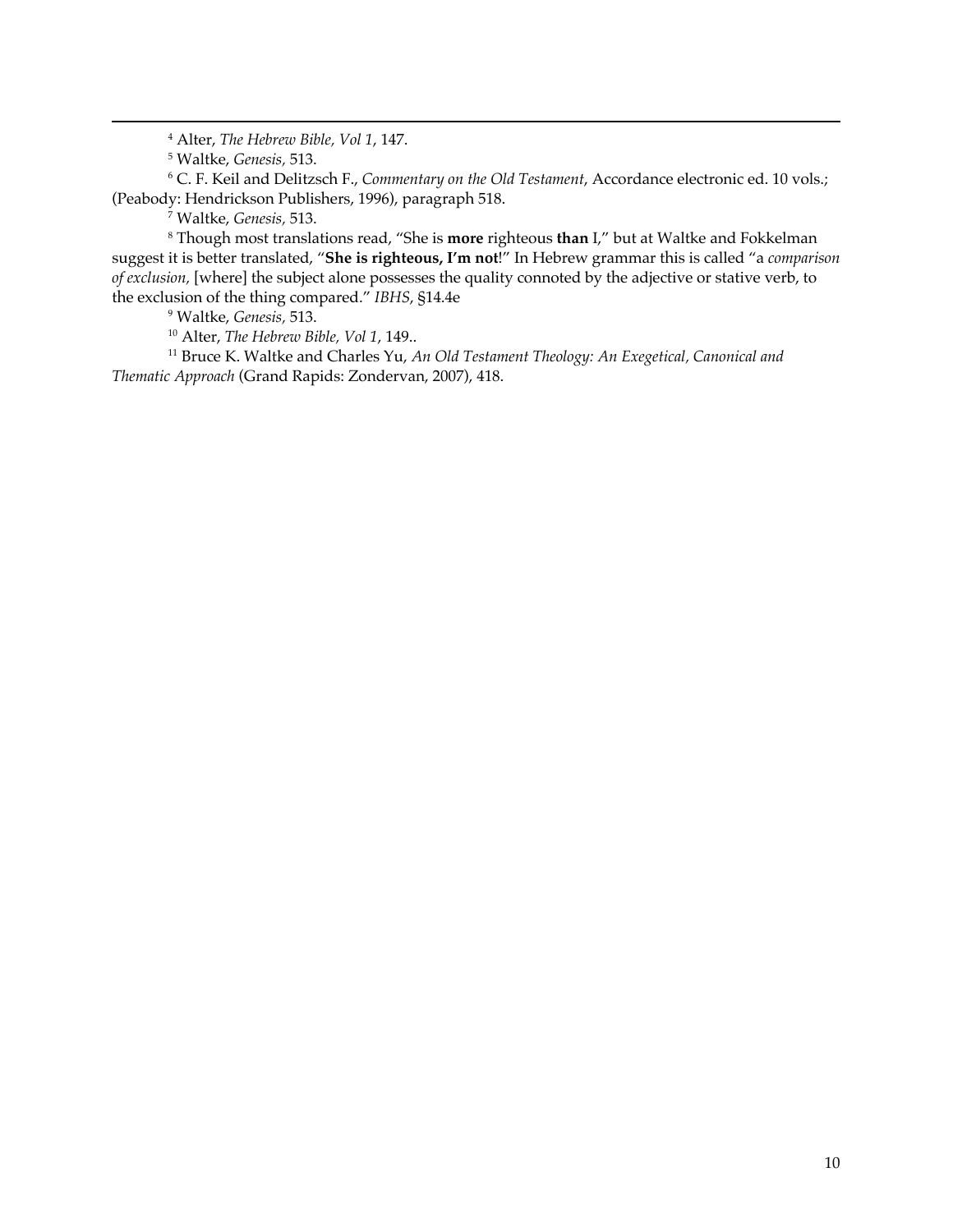[4] Alter, *The Hebrew Bible, Vol 1*, 147.

[5] Waltke, *Genesis,* 513.

[6] C. F. Keil and Delitzsch F., *Commentary on the Old Testament*, Accordance electronic ed. 10 vols.; (Peabody: Hendrickson Publishers, 1996), paragraph 518.

[7] Waltke, *Genesis,* 513.

[8] Though most translations read, "She is **more** righteous **than** I," but at Waltke and Fokkelman suggest it is better translated, "**She is righteous, I'm not**!" In Hebrew grammar this is called "a *comparison of exclusion,* [where] the subject alone possesses the quality connoted by the adjective or stative verb, to the exclusion of the thing compared." *IBHS*, §14.4e

[9] Waltke, *Genesis,* 513.

[10] Alter, *The Hebrew Bible, Vol 1*, 149..

[11] Bruce K. Waltke and Charles Yu, *An Old Testament Theology: An Exegetical, Canonical and Thematic Approach* (Grand Rapids: Zondervan, 2007), 418.